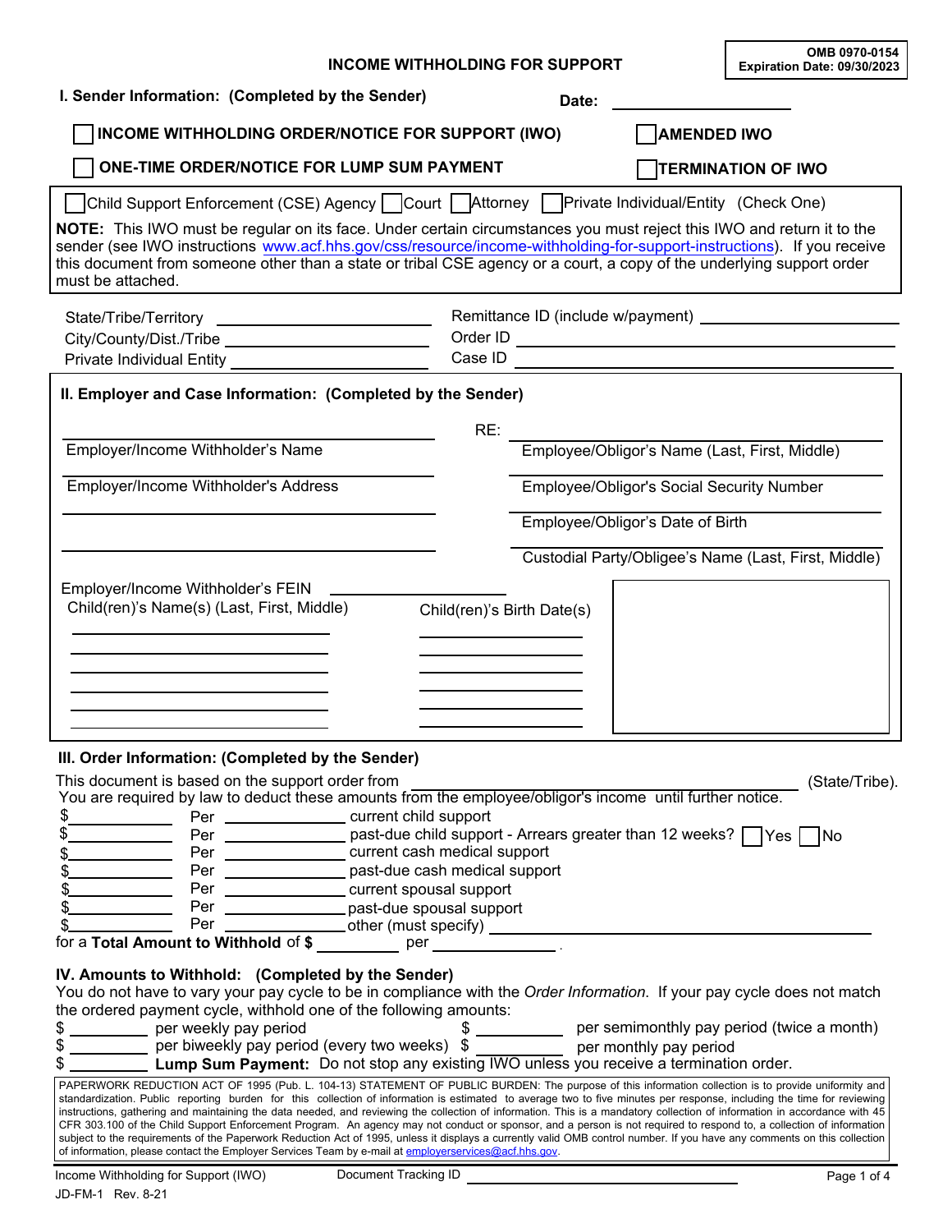OMB 0970-0154
Expiration Date: 09/30/2023

# INCOME WITHHOLDING FOR SUPPORT

## I. Sender Information: (Completed by the Sender)

Date: ____________

☐ **INCOME WITHHOLDING ORDER/NOTICE FOR SUPPORT (IWO)** ☐ **AMENDED IWO**

☐ **ONE-TIME ORDER/NOTICE FOR LUMP SUM PAYMENT** ☐ **TERMINATION OF IWO**

☐ Child Support Enforcement (CSE) Agency ☐ Court ☐ Attorney ☐ Private Individual/Entity (Check One)

**NOTE:** This IWO must be regular on its face. Under certain circumstances you must reject this IWO and return it to the sender (see IWO instructions www.acf.hhs.gov/css/resource/income-withholding-for-support-instructions). If you receive this document from someone other than a state or tribal CSE agency or a court, a copy of the underlying support order must be attached.

State/Tribe/Territory ____________

City/County/Dist./Tribe ____________

Private Individual Entity ____________

Remittance ID (include w/payment) ____________

Order ID ____________

Case ID ____________

## II. Employer and Case Information: (Completed by the Sender)

____________
Employer/Income Withholder's Name

____________
Employer/Income Withholder's Address

____________

____________

RE: ____________
Employee/Obligor's Name (Last, First, Middle)

____________
Employee/Obligor's Social Security Number

____________
Employee/Obligor's Date of Birth

____________
Custodial Party/Obligee's Name (Last, First, Middle)

Employer/Income Withholder's FEIN ____________

| Child(ren)'s Name(s) (Last, First, Middle) | Child(ren)'s Birth Date(s) |
|---|---|
| | |
| | |
| | |
| | |
| | |
| | |

## III. Order Information: (Completed by the Sender)

This document is based on the support order from ____________ (State/Tribe).
You are required by law to deduct these amounts from the employee/obligor's income until further notice.

$ ____________ Per ____________ current child support
$ ____________ Per ____________ past-due child support - Arrears greater than 12 weeks? ☐ Yes ☐ No
$ ____________ Per ____________ current cash medical support
$ ____________ Per ____________ past-due cash medical support
$ ____________ Per ____________ current spousal support
$ ____________ Per ____________ past-due spousal support
$ ____________ Per ____________ other (must specify) ____________

for a **Total Amount to Withhold** of **$** ____________ per ____________ .

## IV. Amounts to Withhold: (Completed by the Sender)

You do not have to vary your pay cycle to be in compliance with the *Order Information*. If your pay cycle does not match the ordered payment cycle, withhold one of the following amounts:

$ ____________ per weekly pay period
$ ____________ per semimonthly pay period (twice a month)
$ ____________ per biweekly pay period (every two weeks)
$ ____________ per monthly pay period
$ ____________ **Lump Sum Payment:** Do not stop any existing IWO unless you receive a termination order.

PAPERWORK REDUCTION ACT OF 1995 (Pub. L. 104-13) STATEMENT OF PUBLIC BURDEN: The purpose of this information collection is to provide uniformity and standardization. Public reporting burden for this collection of information is estimated to average two to five minutes per response, including the time for reviewing instructions, gathering and maintaining the data needed, and reviewing the collection of information. This is a mandatory collection of information in accordance with 45 CFR 303.100 of the Child Support Enforcement Program. An agency may not conduct or sponsor, and a person is not required to respond to, a collection of information subject to the requirements of the Paperwork Reduction Act of 1995, unless it displays a currently valid OMB control number. If you have any comments on this collection of information, please contact the Employer Services Team by e-mail at employerservices@acf.hhs.gov.

Income Withholding for Support (IWO) Document Tracking ID ____________

JD-FM-1 Rev. 8-21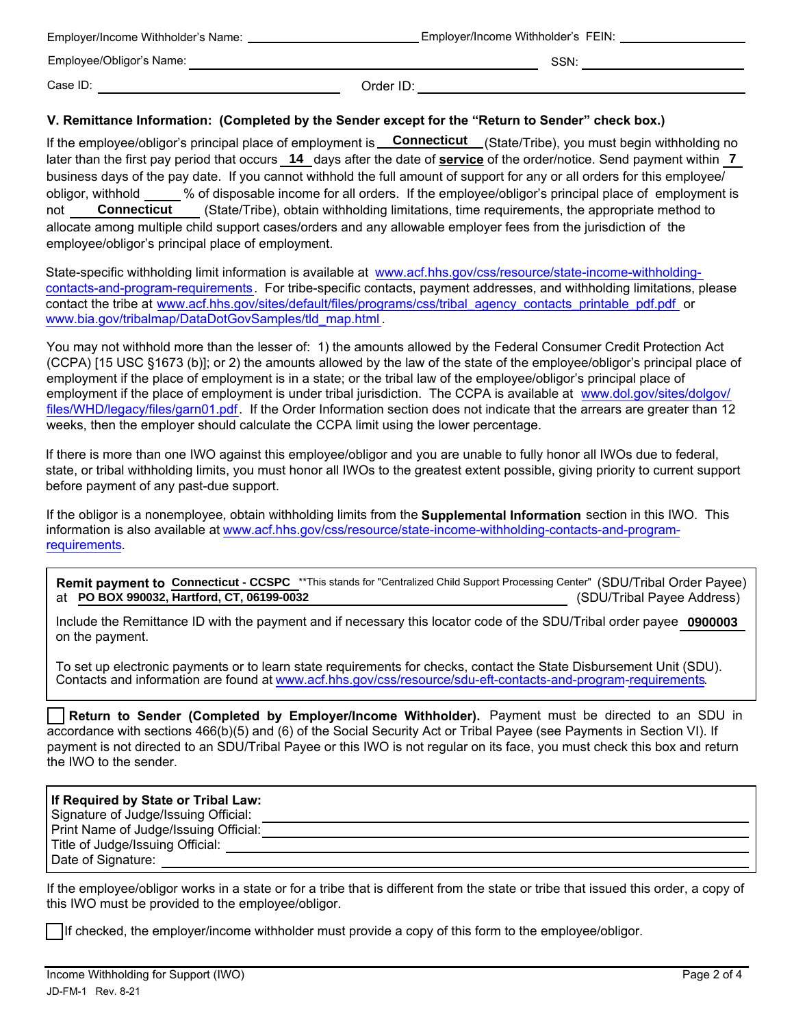Employer/Income Withholder's Name: ______________________ Employer/Income Withholder's FEIN: ______________________

Employee/Obligor's Name: ______________________________________ SSN: ______________________

Case ID: ______________________ Order ID: ______________________

### V. Remittance Information: (Completed by the Sender except for the "Return to Sender" check box.)

If the employee/obligor's principal place of employment is **Connecticut** (State/Tribe), you must begin withholding no later than the first pay period that occurs **14** days after the date of **service** of the order/notice. Send payment within **7** business days of the pay date. If you cannot withhold the full amount of support for any or all orders for this employee/obligor, withhold _____ % of disposable income for all orders. If the employee/obligor's principal place of employment is not **Connecticut** (State/Tribe), obtain withholding limitations, time requirements, the appropriate method to allocate among multiple child support cases/orders and any allowable employer fees from the jurisdiction of the employee/obligor's principal place of employment.

State-specific withholding limit information is available at www.acf.hhs.gov/css/resource/state-income-withholding-contacts-and-program-requirements. For tribe-specific contacts, payment addresses, and withholding limitations, please contact the tribe at www.acf.hhs.gov/sites/default/files/programs/css/tribal_agency_contacts_printable_pdf.pdf or www.bia.gov/tribalmap/DataDotGovSamples/tld_map.html.

You may not withhold more than the lesser of: 1) the amounts allowed by the Federal Consumer Credit Protection Act (CCPA) [15 USC §1673 (b)]; or 2) the amounts allowed by the law of the state of the employee/obligor's principal place of employment if the place of employment is in a state; or the tribal law of the employee/obligor's principal place of employment if the place of employment is under tribal jurisdiction. The CCPA is available at www.dol.gov/sites/dolgov/files/WHD/legacy/files/garn01.pdf. If the Order Information section does not indicate that the arrears are greater than 12 weeks, then the employer should calculate the CCPA limit using the lower percentage.

If there is more than one IWO against this employee/obligor and you are unable to fully honor all IWOs due to federal, state, or tribal withholding limits, you must honor all IWOs to the greatest extent possible, giving priority to current support before payment of any past-due support.

If the obligor is a nonemployee, obtain withholding limits from the **Supplemental Information** section in this IWO. This information is also available at www.acf.hhs.gov/css/resource/state-income-withholding-contacts-and-program-requirements.

**Remit payment to** **Connecticut - CCSPC** **This stands for "Centralized Child Support Processing Center" (SDU/Tribal Order Payee)
at **PO BOX 990032, Hartford, CT, 06199-0032** (SDU/Tribal Payee Address)

Include the Remittance ID with the payment and if necessary this locator code of the SDU/Tribal order payee **0900003** on the payment.

To set up electronic payments or to learn state requirements for checks, contact the State Disbursement Unit (SDU). Contacts and information are found at www.acf.hhs.gov/css/resource/sdu-eft-contacts-and-program-requirements.

☐ **Return to Sender (Completed by Employer/Income Withholder).** Payment must be directed to an SDU in accordance with sections 466(b)(5) and (6) of the Social Security Act or Tribal Payee (see Payments in Section VI). If payment is not directed to an SDU/Tribal Payee or this IWO is not regular on its face, you must check this box and return the IWO to the sender.

**If Required by State or Tribal Law:**
Signature of Judge/Issuing Official: ______________________
Print Name of Judge/Issuing Official: ______________________
Title of Judge/Issuing Official: ______________________
Date of Signature: ______________________

If the employee/obligor works in a state or for a tribe that is different from the state or tribe that issued this order, a copy of this IWO must be provided to the employee/obligor.

☐ If checked, the employer/income withholder must provide a copy of this form to the employee/obligor.

Income Withholding for Support (IWO)
JD-FM-1 Rev. 8-21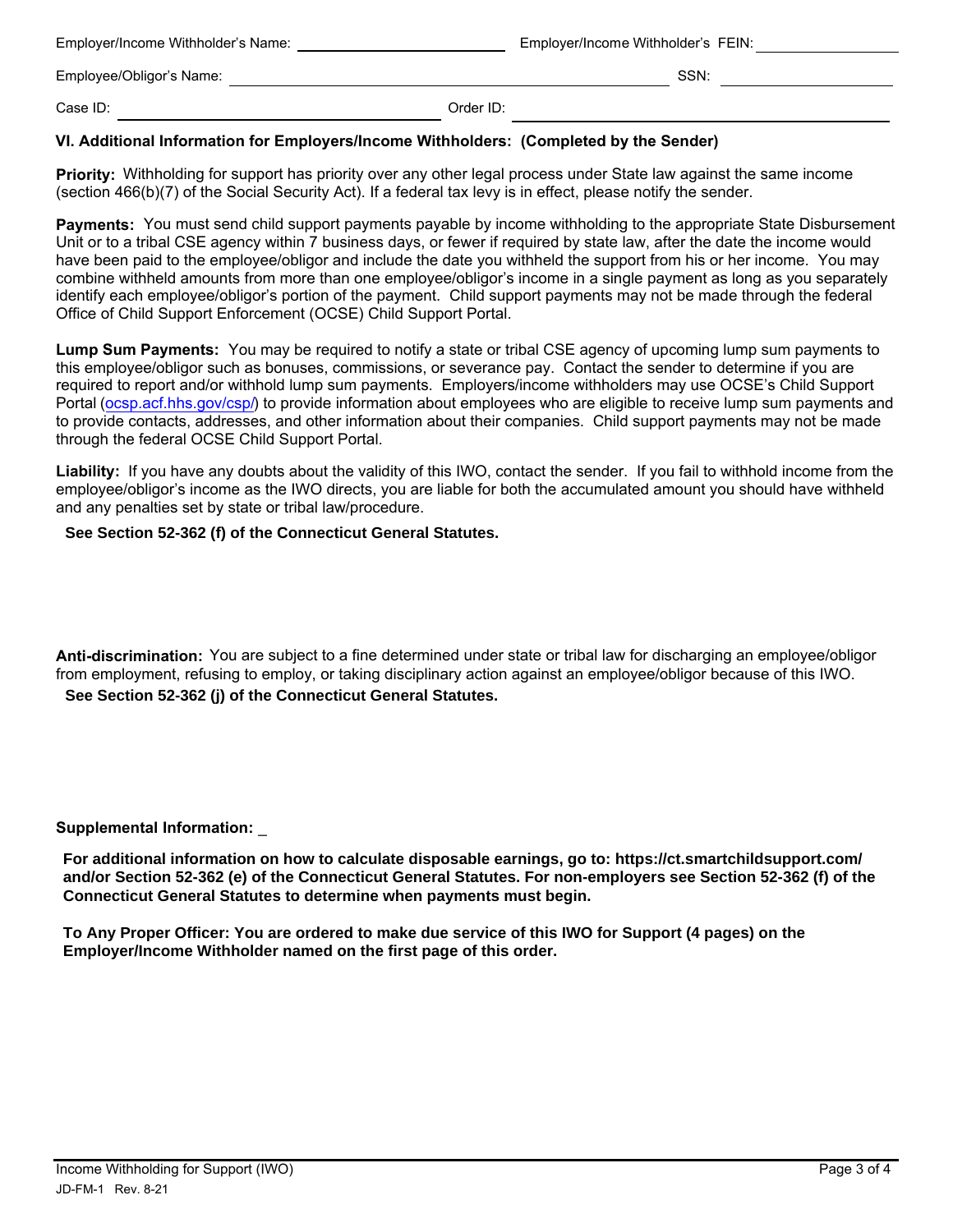Employer/Income Withholder's Name: ______________________ Employer/Income Withholder's FEIN: ______________

Employee/Obligor's Name: ______________________________________ SSN: ______________

Case ID: ______________________ Order ID: ______________________

**VI. Additional Information for Employers/Income Withholders: (Completed by the Sender)**

**Priority:** Withholding for support has priority over any other legal process under State law against the same income (section 466(b)(7) of the Social Security Act). If a federal tax levy is in effect, please notify the sender.

**Payments:** You must send child support payments payable by income withholding to the appropriate State Disbursement Unit or to a tribal CSE agency within 7 business days, or fewer if required by state law, after the date the income would have been paid to the employee/obligor and include the date you withheld the support from his or her income. You may combine withheld amounts from more than one employee/obligor's income in a single payment as long as you separately identify each employee/obligor's portion of the payment. Child support payments may not be made through the federal Office of Child Support Enforcement (OCSE) Child Support Portal.

**Lump Sum Payments:** You may be required to notify a state or tribal CSE agency of upcoming lump sum payments to this employee/obligor such as bonuses, commissions, or severance pay. Contact the sender to determine if you are required to report and/or withhold lump sum payments. Employers/income withholders may use OCSE's Child Support Portal (ocsp.acf.hhs.gov/csp/) to provide information about employees who are eligible to receive lump sum payments and to provide contacts, addresses, and other information about their companies. Child support payments may not be made through the federal OCSE Child Support Portal.

**Liability:** If you have any doubts about the validity of this IWO, contact the sender. If you fail to withhold income from the employee/obligor's income as the IWO directs, you are liable for both the accumulated amount you should have withheld and any penalties set by state or tribal law/procedure.

**See Section 52-362 (f) of the Connecticut General Statutes.**

**Anti-discrimination:** You are subject to a fine determined under state or tribal law for discharging an employee/obligor from employment, refusing to employ, or taking disciplinary action against an employee/obligor because of this IWO.

**See Section 52-362 (j) of the Connecticut General Statutes.**

**Supplemental Information:** _

**For additional information on how to calculate disposable earnings, go to: https://ct.smartchildsupport.com/ and/or Section 52-362 (e) of the Connecticut General Statutes. For non-employers see Section 52-362 (f) of the Connecticut General Statutes to determine when payments must begin.**

**To Any Proper Officer: You are ordered to make due service of this IWO for Support (4 pages) on the Employer/Income Withholder named on the first page of this order.**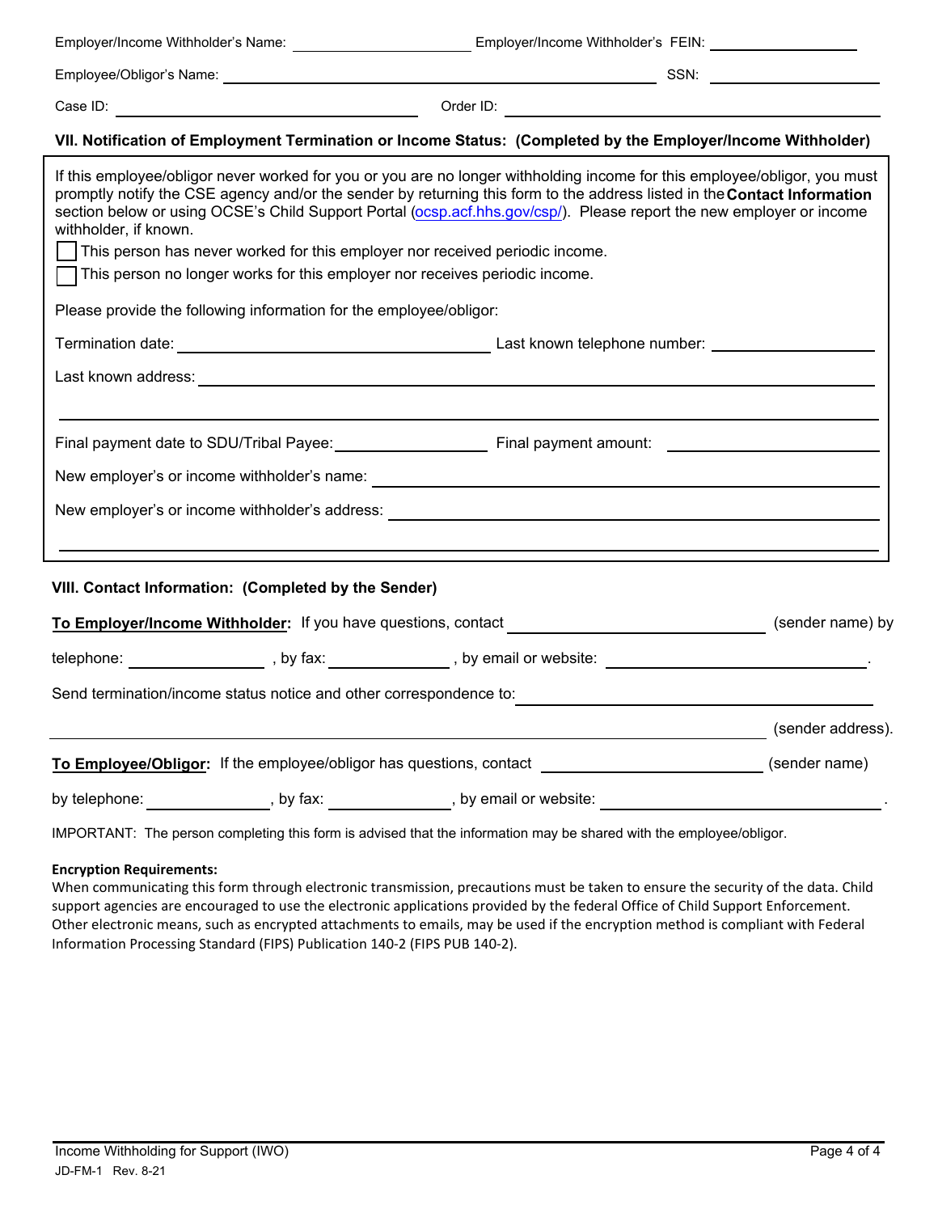Employer/Income Withholder's Name: ____________________ Employer/Income Withholder's FEIN: ____________________

Employee/Obligor's Name: ____________________________________________ SSN: ____________________

Case ID: ______________________________ Order ID: ____________________________________

### VII. Notification of Employment Termination or Income Status: (Completed by the Employer/Income Withholder)

If this employee/obligor never worked for you or you are no longer withholding income for this employee/obligor, you must promptly notify the CSE agency and/or the sender by returning this form to the address listed in the **Contact Information** section below or using OCSE's Child Support Portal (ocsp.acf.hhs.gov/csp/). Please report the new employer or income withholder, if known.

☐ This person has never worked for this employer nor received periodic income.

☐ This person no longer works for this employer nor receives periodic income.

Please provide the following information for the employee/obligor:

Termination date: ______________________________ Last known telephone number: ____________________

Last known address: ____________________________________________________________

____________________________________________________________

Final payment date to SDU/Tribal Payee: ____________________ Final payment amount: ____________________

New employer's or income withholder's name: ____________________________________________

New employer's or income withholder's address: ____________________________________________

____________________________________________________________

### VIII. Contact Information: (Completed by the Sender)

**To Employer/Income Withholder:** If you have questions, contact ______________________________ (sender name) by telephone: ____________________ , by fax: ____________________ , by email or website: ______________________________.

Send termination/income status notice and other correspondence to: ____________________________________________

____________________________________________________________ (sender address).

**To Employee/Obligor:** If the employee/obligor has questions, contact ______________________________ (sender name) by telephone: ____________________, by fax: ____________________, by email or website: ______________________________.

IMPORTANT: The person completing this form is advised that the information may be shared with the employee/obligor.

**Encryption Requirements:**

When communicating this form through electronic transmission, precautions must be taken to ensure the security of the data. Child support agencies are encouraged to use the electronic applications provided by the federal Office of Child Support Enforcement. Other electronic means, such as encrypted attachments to emails, may be used if the encryption method is compliant with Federal Information Processing Standard (FIPS) Publication 140-2 (FIPS PUB 140-2).

Income Withholding for Support (IWO)

JD-FM-1 Rev. 8-21